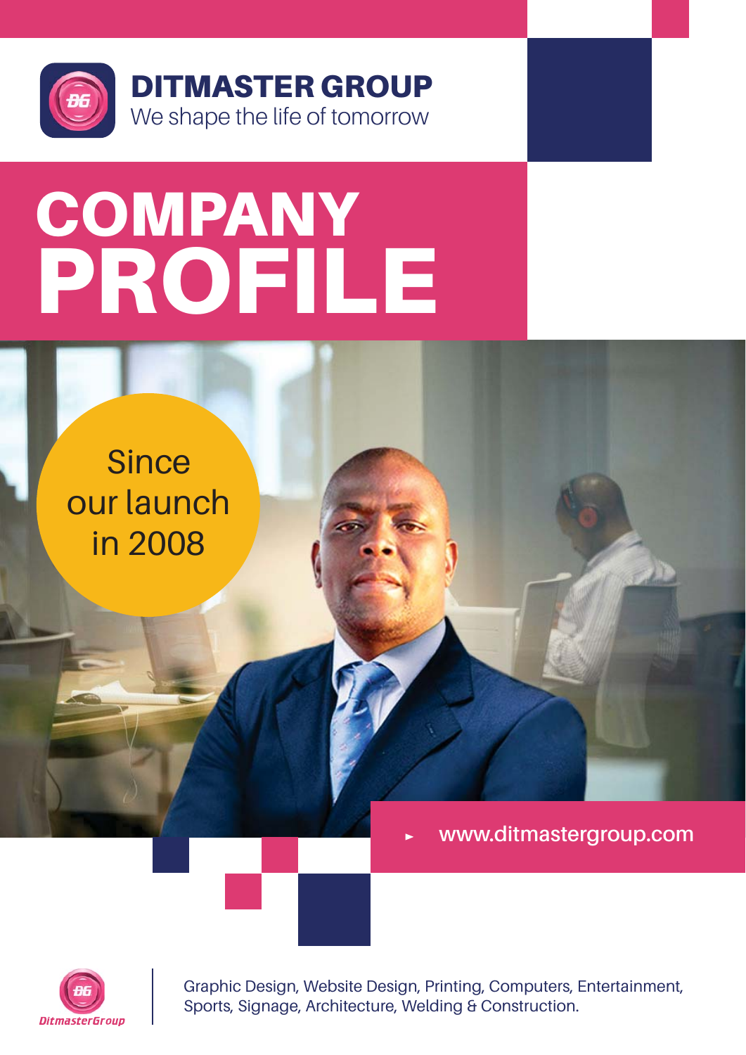# DITMASTER GROUP

We shape the life of tomorrow

# COMPANY PROFILE

Since our launch in 2008

► www.ditmastergroup.com

DitmasterGroup

Graphic Design, Website Design, Printing, Computers, Entertainment, Sports, Signage, Architecture, Welding & Construction.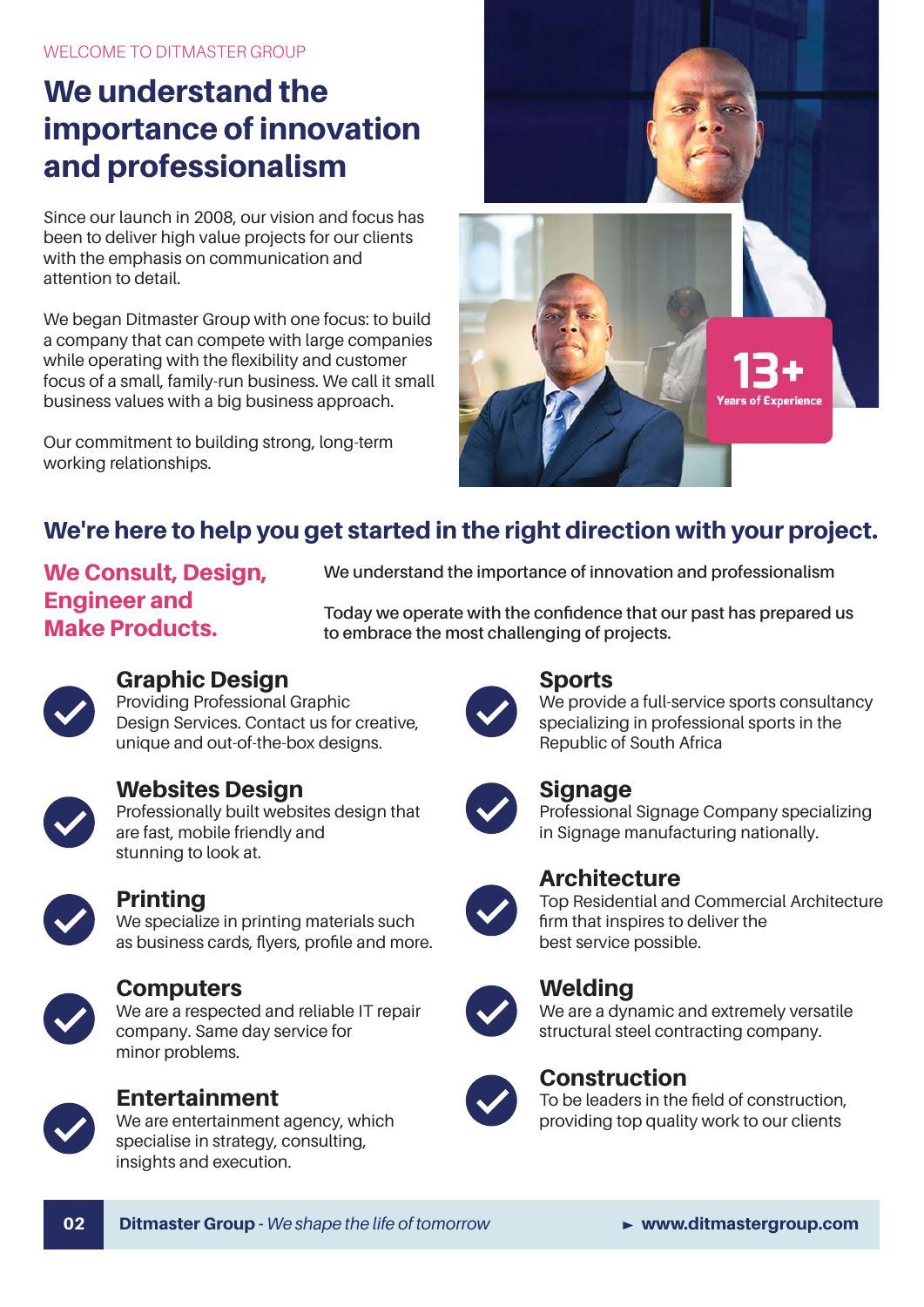WELCOME TO DITMASTER GROUP

# We understand the importance of innovation and professionalism

Since our launch in 2008, our vision and focus has been to deliver high value projects for our clients with the emphasis on communication and attention to detail.

We began Ditmaster Group with one focus: to build a company that can compete with large companies while operating with the flexibility and customer focus of a small, family-run business. We call it small business values with a big business approach.

Our commitment to building strong, long-term working relationships.

**13+** Years of Experience

## We're here to help you get started in the right direction with your project.

**We Consult, Design, Engineer and Make Products.**

We understand the importance of innovation and professionalism

Today we operate with the confidence that our past has prepared us to embrace the most challenging of projects.

### Graphic Design
Providing Professional Graphic Design Services. Contact us for creative, unique and out-of-the-box designs.

### Websites Design
Professionally built websites design that are fast, mobile friendly and stunning to look at.

### Printing
We specialize in printing materials such as business cards, flyers, profile and more.

### Computers
We are a respected and reliable IT repair company. Same day service for minor problems.

### Entertainment
We are entertainment agency, which specialise in strategy, consulting, insights and execution.

### Sports
We provide a full-service sports consultancy specializing in professional sports in the Republic of South Africa

### Signage
Professional Signage Company specializing in Signage manufacturing nationally.

### Architecture
Top Residential and Commercial Architecture firm that inspires to deliver the best service possible.

### Welding
We are a dynamic and extremely versatile structural steel contracting company.

### Construction
To be leaders in the field of construction, providing top quality work to our clients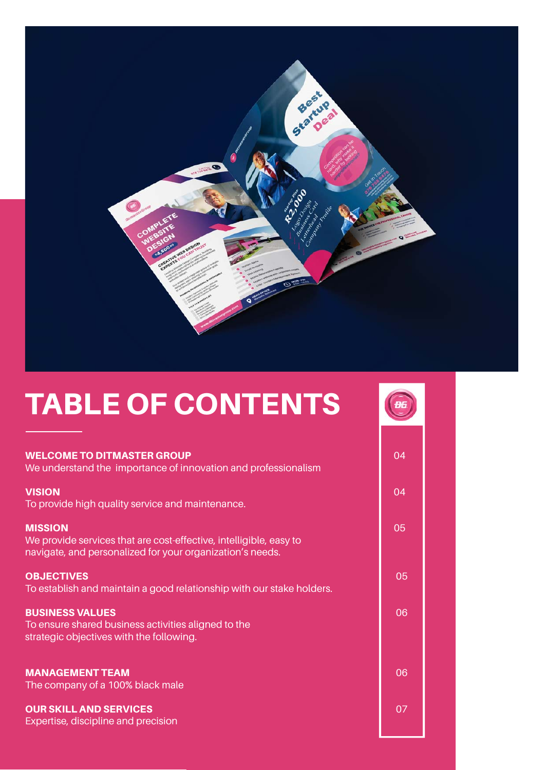# TABLE OF CONTENTS

| | |
|---|---|
| **WELCOME TO DITMASTER GROUP**<br>We understand the importance of innovation and professionalism | 04 |
| **VISION**<br>To provide high quality service and maintenance. | 04 |
| **MISSION**<br>We provide services that are cost-effective, intelligible, easy to navigate, and personalized for your organization's needs. | 05 |
| **OBJECTIVES**<br>To establish and maintain a good relationship with our stake holders. | 05 |
| **BUSINESS VALUES**<br>To ensure shared business activities aligned to the strategic objectives with the following. | 06 |
| **MANAGEMENT TEAM**<br>The company of a 100% black male | 06 |
| **OUR SKILL AND SERVICES**<br>Expertise, discipline and precision | 07 |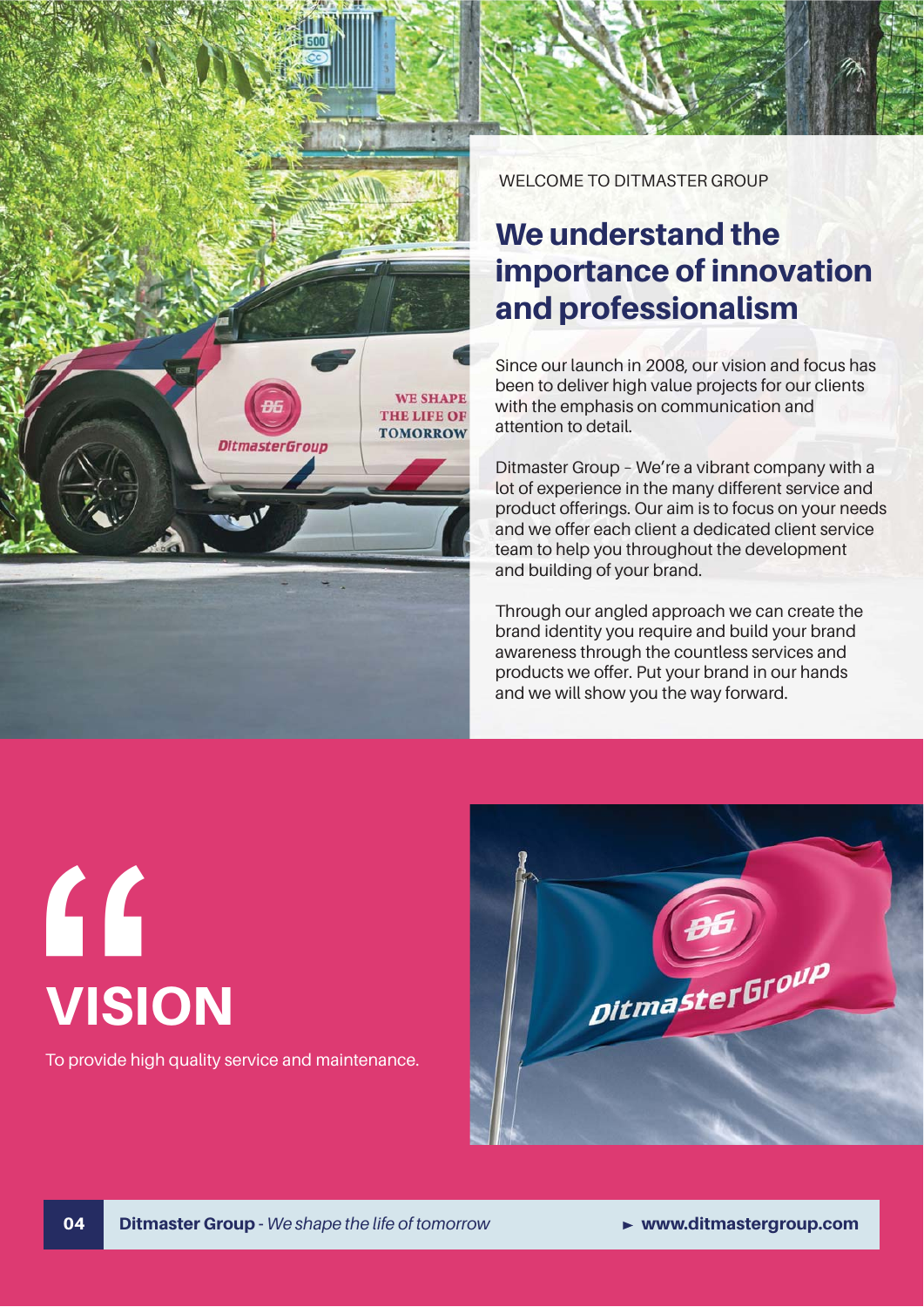WELCOME TO DITMASTER GROUP

## We understand the importance of innovation and professionalism

Since our launch in 2008, our vision and focus has been to deliver high value projects for our clients with the emphasis on communication and attention to detail.

Ditmaster Group – We're a vibrant company with a lot of experience in the many different service and product offerings. Our aim is to focus on your needs and we offer each client a dedicated client service team to help you throughout the development and building of your brand.

Through our angled approach we can create the brand identity you require and build your brand awareness through the countless services and products we offer. Put your brand in our hands and we will show you the way forward.

# VISION

To provide high quality service and maintenance.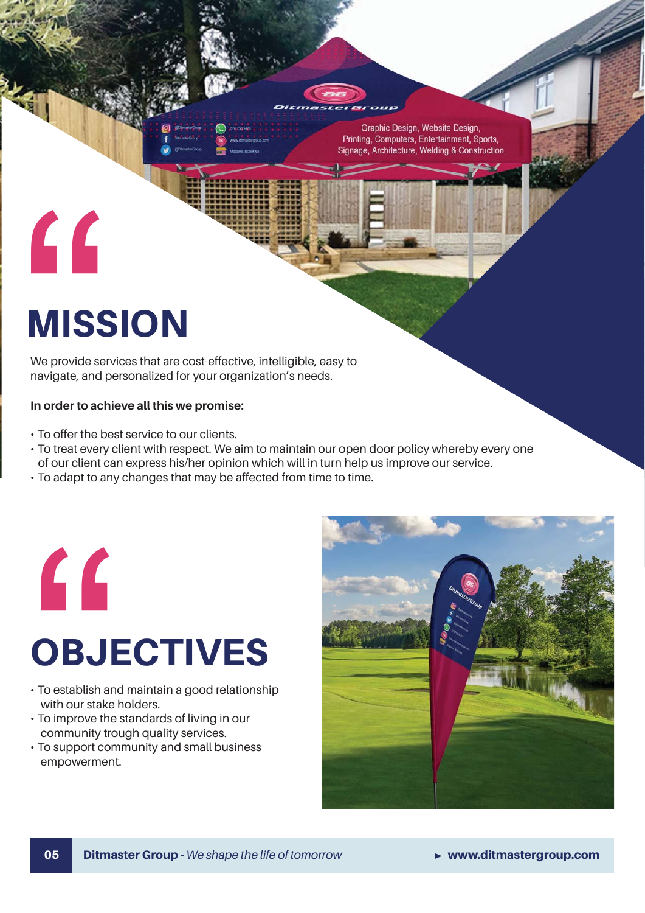# MISSION

We provide services that are cost-effective, intelligible, easy to navigate, and personalized for your organization's needs.

**In order to achieve all this we promise:**

- To offer the best service to our clients.
- To treat every client with respect. We aim to maintain our open door policy whereby every one of our client can express his/her opinion which will in turn help us improve our service.
- To adapt to any changes that may be affected from time to time.

# OBJECTIVES

- To establish and maintain a good relationship with our stake holders.
- To improve the standards of living in our community trough quality services.
- To support community and small business empowerment.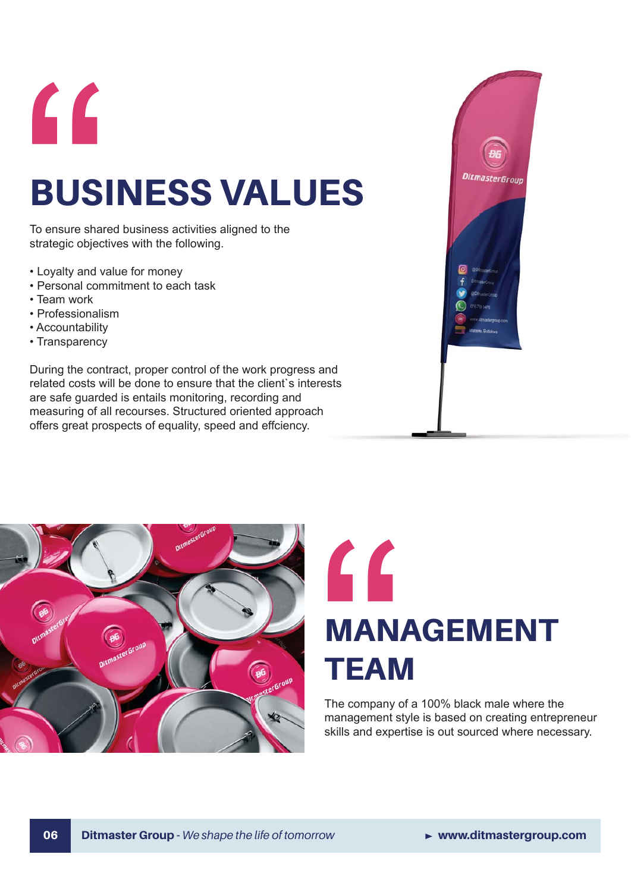# BUSINESS VALUES

To ensure shared business activities aligned to the strategic objectives with the following.

- Loyalty and value for money
- Personal commitment to each task
- Team work
- Professionalism
- Accountability
- Transparency

During the contract, proper control of the work progress and related costs will be done to ensure that the client`s interests are safe guarded is entails monitoring, recording and measuring of all recourses. Structured oriented approach offers great prospects of equality, speed and effciency.

# MANAGEMENT TEAM

The company of a 100% black male where the management style is based on creating entrepreneur skills and expertise is out sourced where necessary.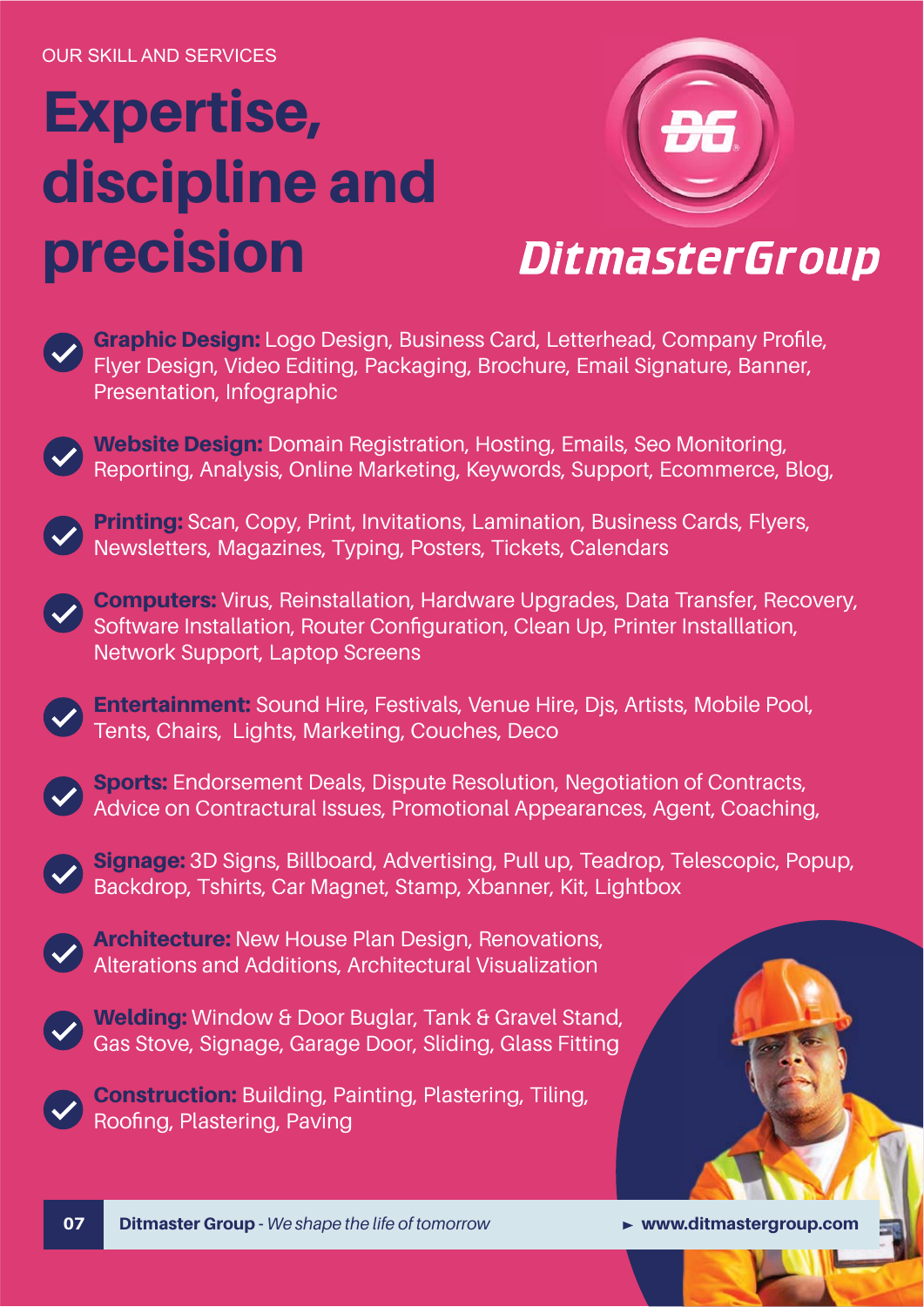OUR SKILL AND SERVICES

# Expertise, discipline and precision

DitmasterGroup

- **Graphic Design:** Logo Design, Business Card, Letterhead, Company Profile, Flyer Design, Video Editing, Packaging, Brochure, Email Signature, Banner, Presentation, Infographic
- **Website Design:** Domain Registration, Hosting, Emails, Seo Monitoring, Reporting, Analysis, Online Marketing, Keywords, Support, Ecommerce, Blog,
- **Printing:** Scan, Copy, Print, Invitations, Lamination, Business Cards, Flyers, Newsletters, Magazines, Typing, Posters, Tickets, Calendars
- **Computers:** Virus, Reinstallation, Hardware Upgrades, Data Transfer, Recovery, Software Installation, Router Configuration, Clean Up, Printer Installlation, Network Support, Laptop Screens
- **Entertainment:** Sound Hire, Festivals, Venue Hire, Djs, Artists, Mobile Pool, Tents, Chairs, Lights, Marketing, Couches, Deco
- **Sports:** Endorsement Deals, Dispute Resolution, Negotiation of Contracts, Advice on Contractural Issues, Promotional Appearances, Agent, Coaching,
- **Signage:** 3D Signs, Billboard, Advertising, Pull up, Teadrop, Telescopic, Popup, Backdrop, Tshirts, Car Magnet, Stamp, Xbanner, Kit, Lightbox
- **Architecture:** New House Plan Design, Renovations, Alterations and Additions, Architectural Visualization
- **Welding:** Window & Door Buglar, Tank & Gravel Stand, Gas Stove, Signage, Garage Door, Sliding, Glass Fitting
- **Construction:** Building, Painting, Plastering, Tiling, Roofing, Plastering, Paving

**Ditmaster Group** - *We shape the life of tomorrow* ► **www.ditmastergroup.com**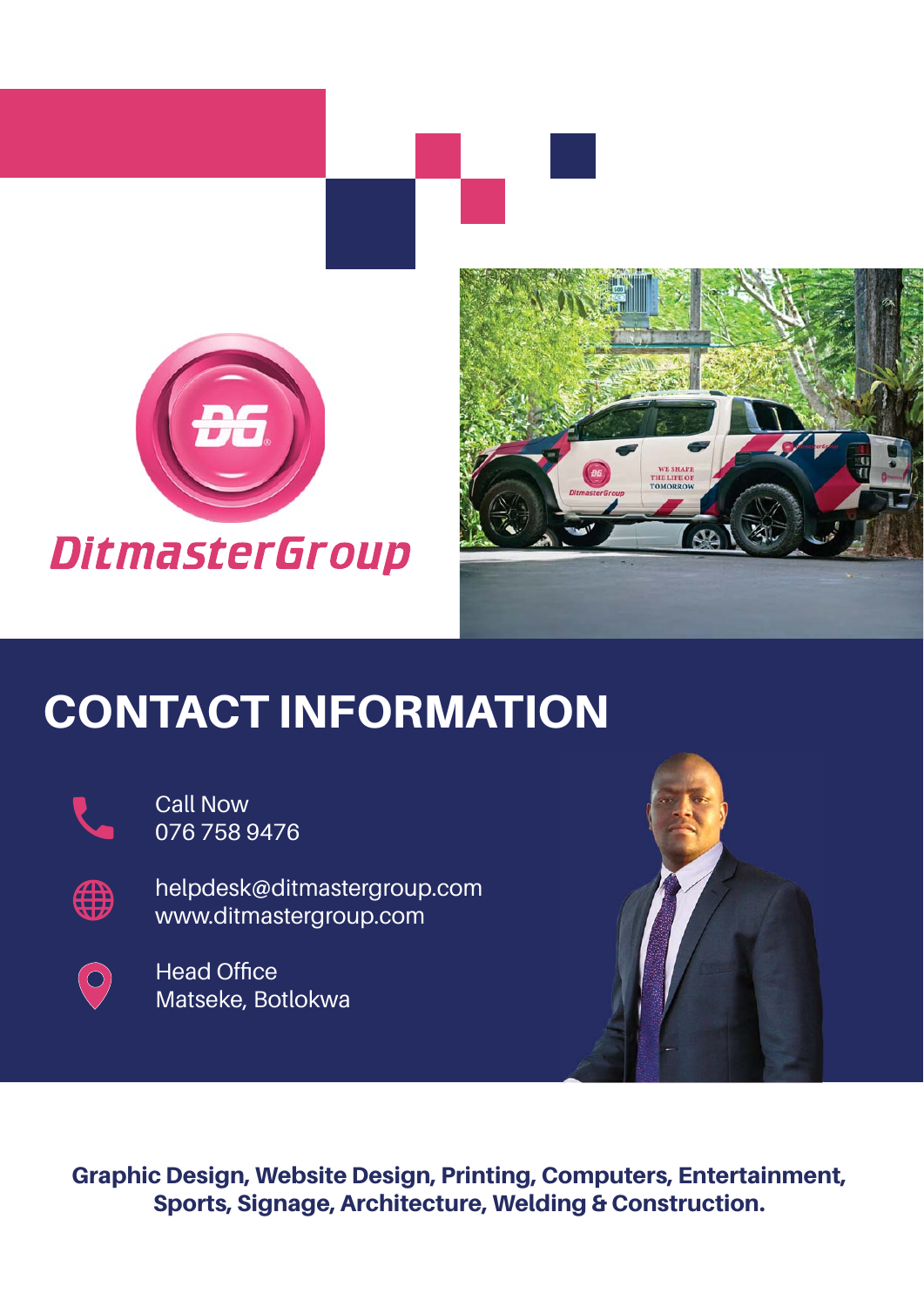DitmasterGroup

# CONTACT INFORMATION

Call Now
076 758 9476

helpdesk@ditmastergroup.com
www.ditmastergroup.com

Head Office
Matseke, Botlokwa

**Graphic Design, Website Design, Printing, Computers, Entertainment, Sports, Signage, Architecture, Welding & Construction.**